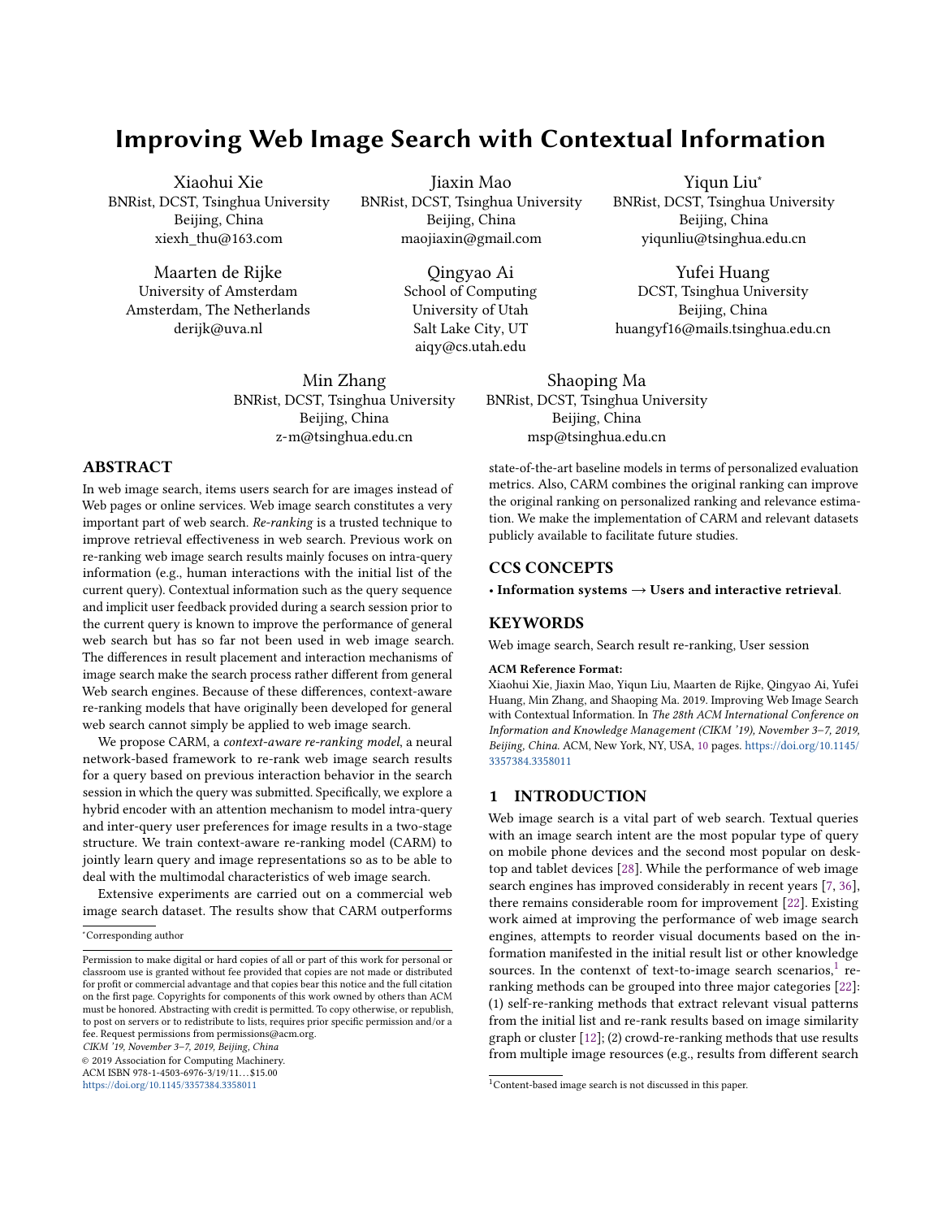# Improving Web Image Search with Contextual Information

Xiaohui Xie
BNRist, DCST, Tsinghua University
Beijing, China
xiexh_thu@163.com

Jiaxin Mao
BNRist, DCST, Tsinghua University
Beijing, China
maojiaxin@gmail.com

Yiqun Liu*
BNRist, DCST, Tsinghua University
Beijing, China
yiqunliu@tsinghua.edu.cn

Maarten de Rijke
University of Amsterdam
Amsterdam, The Netherlands
derijk@uva.nl

Qingyao Ai
School of Computing
University of Utah
Salt Lake City, UT
aiqy@cs.utah.edu

Yufei Huang
DCST, Tsinghua University
Beijing, China
huangyf16@mails.tsinghua.edu.cn

Min Zhang
BNRist, DCST, Tsinghua University
Beijing, China
z-m@tsinghua.edu.cn

Shaoping Ma
BNRist, DCST, Tsinghua University
Beijing, China
msp@tsinghua.edu.cn

## ABSTRACT

In web image search, items users search for are images instead of Web pages or online services. Web image search constitutes a very important part of web search. *Re-ranking* is a trusted technique to improve retrieval effectiveness in web search. Previous work on re-ranking web image search results mainly focuses on intra-query information (e.g., human interactions with the initial list of the current query). Contextual information such as the query sequence and implicit user feedback provided during a search session prior to the current query is known to improve the performance of general web search but has so far not been used in web image search. The differences in result placement and interaction mechanisms of image search make the search process rather different from general Web search engines. Because of these differences, context-aware re-ranking models that have originally been developed for general web search cannot simply be applied to web image search.

We propose CARM, a *context-aware re-ranking model*, a neural network-based framework to re-rank web image search results for a query based on previous interaction behavior in the search session in which the query was submitted. Specifically, we explore a hybrid encoder with an attention mechanism to model intra-query and inter-query user preferences for image results in a two-stage structure. We train context-aware re-ranking model (CARM) to jointly learn query and image representations so as to be able to deal with the multimodal characteristics of web image search.

Extensive experiments are carried out on a commercial web image search dataset. The results show that CARM outperforms state-of-the-art baseline models in terms of personalized evaluation metrics. Also, CARM combines the original ranking can improve the original ranking on personalized ranking and relevance estimation. We make the implementation of CARM and relevant datasets publicly available to facilitate future studies.

*Corresponding author

Permission to make digital or hard copies of all or part of this work for personal or classroom use is granted without fee provided that copies are not made or distributed for profit or commercial advantage and that copies bear this notice and the full citation on the first page. Copyrights for components of this work owned by others than ACM must be honored. Abstracting with credit is permitted. To copy otherwise, or republish, to post on servers or to redistribute to lists, requires prior specific permission and/or a fee. Request permissions from permissions@acm.org.
*CIKM '19, November 3–7, 2019, Beijing, China*
© 2019 Association for Computing Machinery.
ACM ISBN 978-1-4503-6976-3/19/11...$15.00
https://doi.org/10.1145/3357384.3358011

## CCS CONCEPTS

• **Information systems → Users and interactive retrieval**.

## KEYWORDS

Web image search, Search result re-ranking, User session

**ACM Reference Format:**
Xiaohui Xie, Jiaxin Mao, Yiqun Liu, Maarten de Rijke, Qingyao Ai, Yufei Huang, Min Zhang, and Shaoping Ma. 2019. Improving Web Image Search with Contextual Information. In *The 28th ACM International Conference on Information and Knowledge Management (CIKM '19), November 3–7, 2019, Beijing, China.* ACM, New York, NY, USA, 10 pages. https://doi.org/10.1145/3357384.3358011

## 1 INTRODUCTION

Web image search is a vital part of web search. Textual queries with an image search intent are the most popular type of query on mobile phone devices and the second most popular on desktop and tablet devices [28]. While the performance of web image search engines has improved considerably in recent years [7, 36], there remains considerable room for improvement [22]. Existing work aimed at improving the performance of web image search engines, attempts to reorder visual documents based on the information manifested in the initial result list or other knowledge sources. In the contenxt of text-to-image search scenarios,[1] re-ranking methods can be grouped into three major categories [22]: (1) self-re-ranking methods that extract relevant visual patterns from the initial list and re-rank results based on image similarity graph or cluster [12]; (2) crowd-re-ranking methods that use results from multiple image resources (e.g., results from different search

[1] Content-based image search is not discussed in this paper.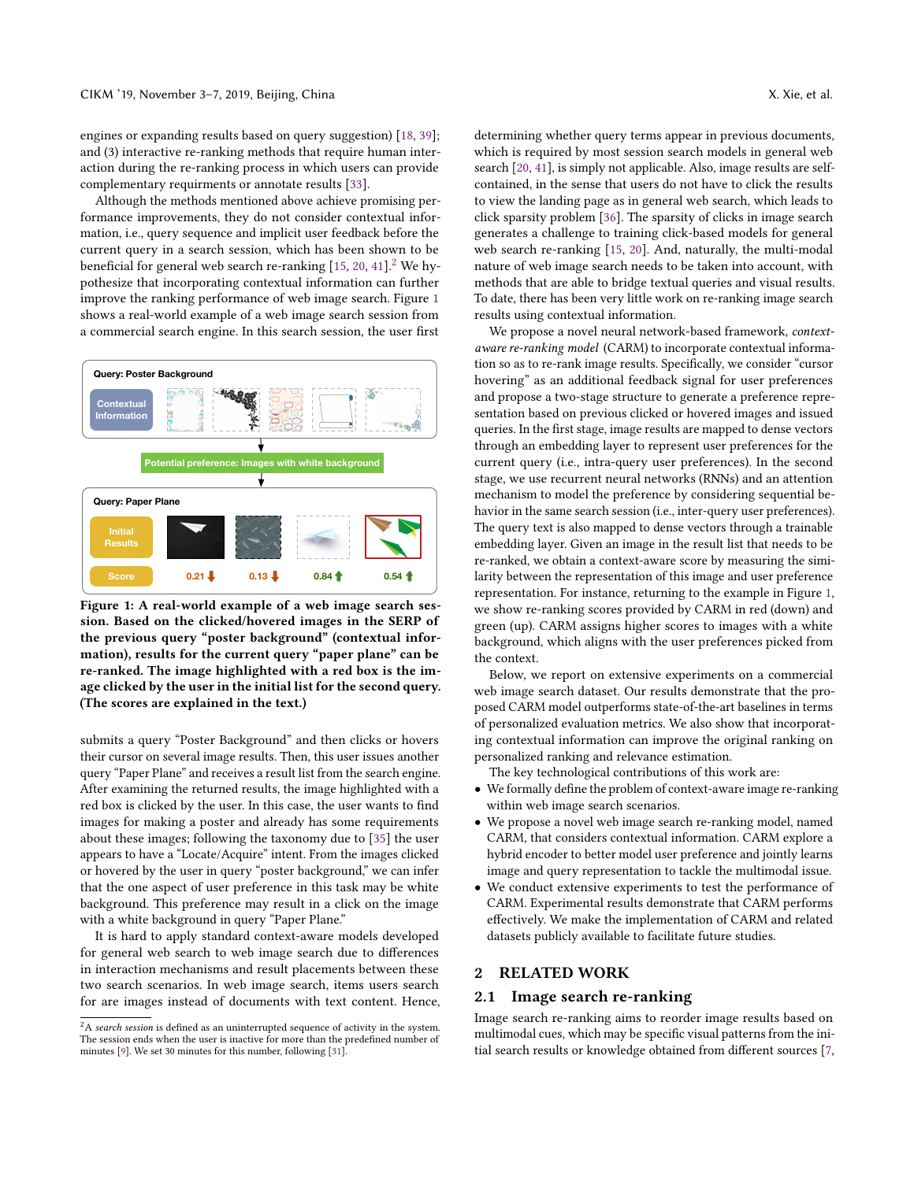engines or expanding results based on query suggestion) [18, 39]; and (3) interactive re-ranking methods that require human interaction during the re-ranking process in which users can provide complementary requirments or annotate results [33].

Although the methods mentioned above achieve promising performance improvements, they do not consider contextual information, i.e., query sequence and implicit user feedback before the current query in a search session, which has been shown to be beneficial for general web search re-ranking [15, 20, 41].[2] We hypothesize that incorporating contextual information can further improve the ranking performance of web image search. Figure 1 shows a real-world example of a web image search session from a commercial search engine. In this search session, the user first

Query: Poster Background

Contextual Information

Potential preference: Images with white background

Query: Paper Plane

Initial Results

Score

0.21 ↓ 0.13 ↓ 0.84 ↑ 0.54 ↑

**Figure 1: A real-world example of a web image search session. Based on the clicked/hovered images in the SERP of the previous query "poster background" (contextual information), results for the current query "paper plane" can be re-ranked. The image highlighted with a red box is the image clicked by the user in the initial list for the second query. (The scores are explained in the text.)**

submits a query "Poster Background" and then clicks or hovers their cursor on several image results. Then, this user issues another query "Paper Plane" and receives a result list from the search engine. After examining the returned results, the image highlighted with a red box is clicked by the user. In this case, the user wants to find images for making a poster and already has some requirements about these images; following the taxonomy due to [35] the user appears to have a "Locate/Acquire" intent. From the images clicked or hovered by the user in query "poster background," we can infer that the one aspect of user preference in this task may be white background. This preference may result in a click on the image with a white background in query "Paper Plane."

It is hard to apply standard context-aware models developed for general web search to web image search due to differences in interaction mechanisms and result placements between these two search scenarios. In web image search, items users search for are images instead of documents with text content. Hence, determining whether query terms appear in previous documents, which is required by most session search models in general web search [20, 41], is simply not applicable. Also, image results are self-contained, in the sense that users do not have to click the results to view the landing page as in general web search, which leads to click sparsity problem [36]. The sparsity of clicks in image search generates a challenge to training click-based models for general web search re-ranking [15, 20]. And, naturally, the multi-modal nature of web image search needs to be taken into account, with methods that are able to bridge textual queries and visual results. To date, there has been very little work on re-ranking image search results using contextual information.

We propose a novel neural network-based framework, *context-aware re-ranking model* (CARM) to incorporate contextual information so as to re-rank image results. Specifically, we consider "cursor hovering" as an additional feedback signal for user preferences and propose a two-stage structure to generate a preference representation based on previous clicked or hovered images and issued queries. In the first stage, image results are mapped to dense vectors through an embedding layer to represent user preferences for the current query (i.e., intra-query user preferences). In the second stage, we use recurrent neural networks (RNNs) and an attention mechanism to model the preference by considering sequential behavior in the same search session (i.e., inter-query user preferences). The query text is also mapped to dense vectors through a trainable embedding layer. Given an image in the result list that needs to be re-ranked, we obtain a context-aware score by measuring the similarity between the representation of this image and user preference representation. For instance, returning to the example in Figure 1, we show re-ranking scores provided by CARM in red (down) and green (up). CARM assigns higher scores to images with a white background, which aligns with the user preferences picked from the context.

Below, we report on extensive experiments on a commercial web image search dataset. Our results demonstrate that the proposed CARM model outperforms state-of-the-art baselines in terms of personalized evaluation metrics. We also show that incorporating contextual information can improve the original ranking on personalized ranking and relevance estimation.

The key technological contributions of this work are:

- We formally define the problem of context-aware image re-ranking within web image search scenarios.
- We propose a novel web image search re-ranking model, named CARM, that considers contextual information. CARM explore a hybrid encoder to better model user preference and jointly learns image and query representation to tackle the multimodal issue.
- We conduct extensive experiments to test the performance of CARM. Experimental results demonstrate that CARM performs effectively. We make the implementation of CARM and related datasets publicly available to facilitate future studies.

## 2 RELATED WORK

### 2.1 Image search re-ranking

Image search re-ranking aims to reorder image results based on multimodal cues, which may be specific visual patterns from the initial search results or knowledge obtained from different sources [7,

[2] A *search session* is defined as an uninterrupted sequence of activity in the system. The session ends when the user is inactive for more than the predefined number of minutes [9]. We set 30 minutes for this number, following [31].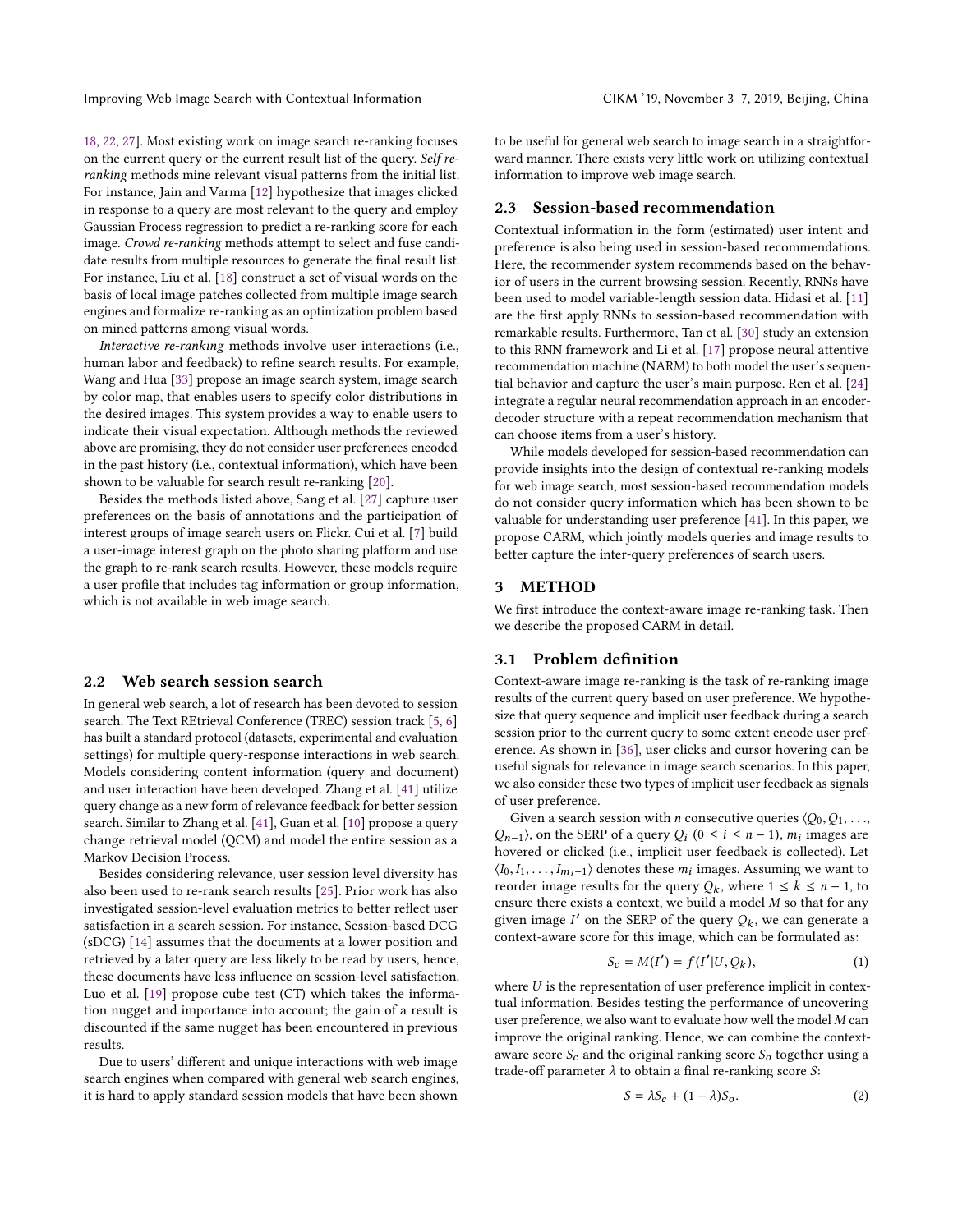18, 22, 27]. Most existing work on image search re-ranking focuses on the current query or the current result list of the query. *Self re-ranking* methods mine relevant visual patterns from the initial list. For instance, Jain and Varma [12] hypothesize that images clicked in response to a query are most relevant to the query and employ Gaussian Process regression to predict a re-ranking score for each image. *Crowd re-ranking* methods attempt to select and fuse candidate results from multiple resources to generate the final result list. For instance, Liu et al. [18] construct a set of visual words on the basis of local image patches collected from multiple image search engines and formalize re-ranking as an optimization problem based on mined patterns among visual words.

*Interactive re-ranking* methods involve user interactions (i.e., human labor and feedback) to refine search results. For example, Wang and Hua [33] propose an image search system, image search by color map, that enables users to specify color distributions in the desired images. This system provides a way to enable users to indicate their visual expectation. Although methods the reviewed above are promising, they do not consider user preferences encoded in the past history (i.e., contextual information), which have been shown to be valuable for search result re-ranking [20].

Besides the methods listed above, Sang et al. [27] capture user preferences on the basis of annotations and the participation of interest groups of image search users on Flickr. Cui et al. [7] build a user-image interest graph on the photo sharing platform and use the graph to re-rank search results. However, these models require a user profile that includes tag information or group information, which is not available in web image search.

## 2.2 Web search session search

In general web search, a lot of research has been devoted to session search. The Text REtrieval Conference (TREC) session track [5, 6] has built a standard protocol (datasets, experimental and evaluation settings) for multiple query-response interactions in web search. Models considering content information (query and document) and user interaction have been developed. Zhang et al. [41] utilize query change as a new form of relevance feedback for better session search. Similar to Zhang et al. [41], Guan et al. [10] propose a query change retrieval model (QCM) and model the entire session as a Markov Decision Process.

Besides considering relevance, user session level diversity has also been used to re-rank search results [25]. Prior work has also investigated session-level evaluation metrics to better reflect user satisfaction in a search session. For instance, Session-based DCG (sDCG) [14] assumes that the documents at a lower position and retrieved by a later query are less likely to be read by users, hence, these documents have less influence on session-level satisfaction. Luo et al. [19] propose cube test (CT) which takes the information nugget and importance into account; the gain of a result is discounted if the same nugget has been encountered in previous results.

Due to users' different and unique interactions with web image search engines when compared with general web search engines, it is hard to apply standard session models that have been shown to be useful for general web search to image search in a straightforward manner. There exists very little work on utilizing contextual information to improve web image search.

## 2.3 Session-based recommendation

Contextual information in the form (estimated) user intent and preference is also being used in session-based recommendations. Here, the recommender system recommends based on the behavior of users in the current browsing session. Recently, RNNs have been used to model variable-length session data. Hidasi et al. [11] are the first apply RNNs to session-based recommendation with remarkable results. Furthermore, Tan et al. [30] study an extension to this RNN framework and Li et al. [17] propose neural attentive recommendation machine (NARM) to both model the user's sequential behavior and capture the user's main purpose. Ren et al. [24] integrate a regular neural recommendation approach in an encoder-decoder structure with a repeat recommendation mechanism that can choose items from a user's history.

While models developed for session-based recommendation can provide insights into the design of contextual re-ranking models for web image search, most session-based recommendation models do not consider query information which has been shown to be valuable for understanding user preference [41]. In this paper, we propose CARM, which jointly models queries and image results to better capture the inter-query preferences of search users.

# 3 METHOD

We first introduce the context-aware image re-ranking task. Then we describe the proposed CARM in detail.

## 3.1 Problem definition

Context-aware image re-ranking is the task of re-ranking image results of the current query based on user preference. We hypothesize that query sequence and implicit user feedback during a search session prior to the current query to some extent encode user preference. As shown in [36], user clicks and cursor hovering can be useful signals for relevance in image search scenarios. In this paper, we also consider these two types of implicit user feedback as signals of user preference.

Given a search session with $n$ consecutive queries $\langle Q_0, Q_1, \ldots, Q_{n-1}\rangle$, on the SERP of a query $Q_i$ $(0 \leq i \leq n-1)$, $m_i$ images are hovered or clicked (i.e., implicit user feedback is collected). Let $\langle I_0, I_1, \ldots, I_{m_i-1}\rangle$ denotes these $m_i$ images. Assuming we want to reorder image results for the query $Q_k$, where $1 \leq k \leq n-1$, to ensure there exists a context, we build a model $M$ so that for any given image $I'$ on the SERP of the query $Q_k$, we can generate a context-aware score for this image, which can be formulated as:

$$S_c = M(I') = f(I'|U, Q_k), \tag{1}$$

where $U$ is the representation of user preference implicit in contextual information. Besides testing the performance of uncovering user preference, we also want to evaluate how well the model $M$ can improve the original ranking. Hence, we can combine the context-aware score $S_c$ and the original ranking score $S_o$ together using a trade-off parameter $\lambda$ to obtain a final re-ranking score $S$:

$$S = \lambda S_c + (1-\lambda) S_o. \tag{2}$$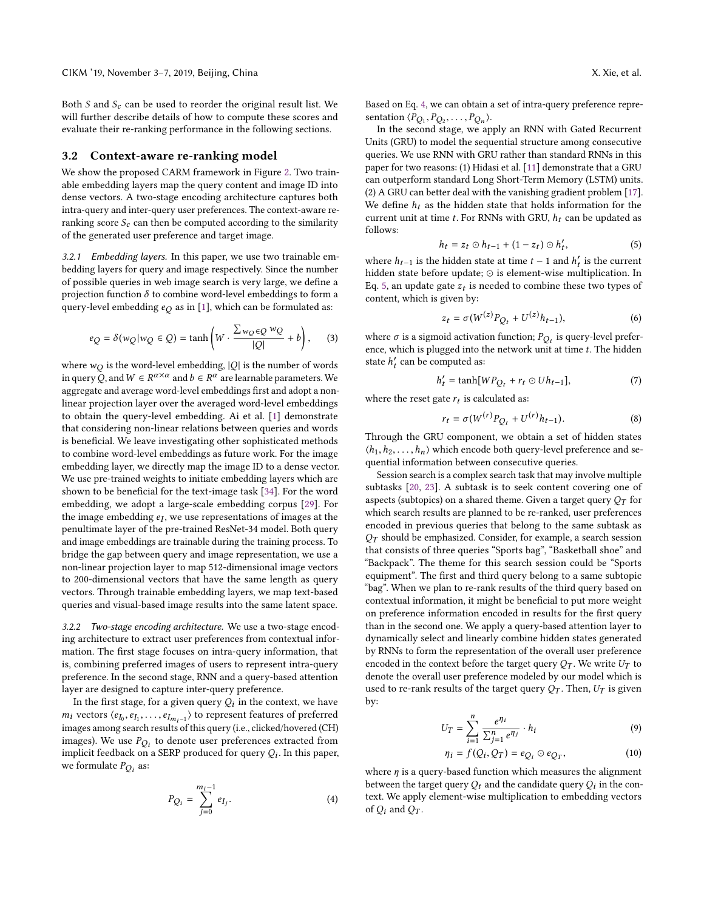Both $S$ and $S_c$ can be used to reorder the original result list. We will further describe details of how to compute these scores and evaluate their re-ranking performance in the following sections.

## 3.2 Context-aware re-ranking model

We show the proposed CARM framework in Figure 2. Two trainable embedding layers map the query content and image ID into dense vectors. A two-stage encoding architecture captures both intra-query and inter-query user preferences. The context-aware re-ranking score $S_c$ can then be computed according to the similarity of the generated user preference and target image.

*3.2.1 Embedding layers.* In this paper, we use two trainable embedding layers for query and image respectively. Since the number of possible queries in web image search is very large, we define a projection function $\delta$ to combine word-level embeddings to form a query-level embedding $e_Q$ as in [1], which can be formulated as:

$$e_Q = \delta(w_Q | w_Q \in Q) = \tanh\left(W \cdot \frac{\sum_{w_Q \in Q} w_Q}{|Q|} + b\right), \quad (3)$$

where $w_Q$ is the word-level embedding, $|Q|$ is the number of words in query $Q$, and $W \in R^{\alpha \times \alpha}$ and $b \in R^{\alpha}$ are learnable parameters. We aggregate and average word-level embeddings first and adopt a non-linear projection layer over the averaged word-level embeddings to obtain the query-level embedding. Ai et al. [1] demonstrate that considering non-linear relations between queries and words is beneficial. We leave investigating other sophisticated methods to combine word-level embeddings as future work. For the image embedding layer, we directly map the image ID to a dense vector. We use pre-trained weights to initiate embedding layers which are shown to be beneficial for the text-image task [34]. For the word embedding, we adopt a large-scale embedding corpus [29]. For the image embedding $e_I$, we use representations of images at the penultimate layer of the pre-trained ResNet-34 model. Both query and image embeddings are trainable during the training process. To bridge the gap between query and image representation, we use a non-linear projection layer to map 512-dimensional image vectors to 200-dimensional vectors that have the same length as query vectors. Through trainable embedding layers, we map text-based queries and visual-based image results into the same latent space.

*3.2.2 Two-stage encoding architecture.* We use a two-stage encoding architecture to extract user preferences from contextual information. The first stage focuses on intra-query information, that is, combining preferred images of users to represent intra-query preference. In the second stage, RNN and a query-based attention layer are designed to capture inter-query preference.

In the first stage, for a given query $Q_i$ in the context, we have $m_i$ vectors $\langle e_{I_0}, e_{I_1}, \ldots, e_{I_{m_i-1}} \rangle$ to represent features of preferred images among search results of this query (i.e., clicked/hovered (CH) images). We use $P_{Q_i}$ to denote user preferences extracted from implicit feedback on a SERP produced for query $Q_i$. In this paper, we formulate $P_{Q_i}$ as:

$$P_{Q_i} = \sum_{j=0}^{m_i - 1} e_{I_j}. \quad (4)$$

Based on Eq. 4, we can obtain a set of intra-query preference representation $\langle P_{Q_1}, P_{Q_2}, \ldots, P_{Q_n} \rangle$.

In the second stage, we apply an RNN with Gated Recurrent Units (GRU) to model the sequential structure among consecutive queries. We use RNN with GRU rather than standard RNNs in this paper for two reasons: (1) Hidasi et al. [11] demonstrate that a GRU can outperform standard Long Short-Term Memory (LSTM) units. (2) A GRU can better deal with the vanishing gradient problem [17]. We define $h_t$ as the hidden state that holds information for the current unit at time $t$. For RNNs with GRU, $h_t$ can be updated as follows:

$$h_t = z_t \odot h_{t-1} + (1 - z_t) \odot h'_t, \quad (5)$$

where $h_{t-1}$ is the hidden state at time $t-1$ and $h'_t$ is the current hidden state before update; $\odot$ is element-wise multiplication. In Eq. 5, an update gate $z_t$ is needed to combine these two types of content, which is given by:

$$z_t = \sigma(W^{(z)} P_{Q_t} + U^{(z)} h_{t-1}), \quad (6)$$

where $\sigma$ is a sigmoid activation function; $P_{Q_t}$ is query-level preference, which is plugged into the network unit at time $t$. The hidden state $h'_t$ can be computed as:

$$h'_t = \tanh[W P_{Q_t} + r_t \odot U h_{t-1}], \quad (7)$$

where the reset gate $r_t$ is calculated as:

$$r_t = \sigma(W^{(r)} P_{Q_t} + U^{(r)} h_{t-1}). \quad (8)$$

Through the GRU component, we obtain a set of hidden states $\langle h_1, h_2, \ldots, h_n \rangle$ which encode both query-level preference and sequential information between consecutive queries.

Session search is a complex search task that may involve multiple subtasks [20, 23]. A subtask is to seek content covering one of aspects (subtopics) on a shared theme. Given a target query $Q_T$ for which search results are planned to be re-ranked, user preferences encoded in previous queries that belong to the same subtask as $Q_T$ should be emphasized. Consider, for example, a search session that consists of three queries "Sports bag", "Basketball shoe" and "Backpack". The theme for this search session could be "Sports equipment". The first and third query belong to a same subtopic "bag". When we plan to re-rank results of the third query based on contextual information, it might be beneficial to put more weight on preference information encoded in results for the first query than in the second one. We apply a query-based attention layer to dynamically select and linearly combine hidden states generated by RNNs to form the representation of the overall user preference encoded in the context before the target query $Q_T$. We write $U_T$ to denote the overall user preference modeled by our model which is used to re-rank results of the target query $Q_T$. Then, $U_T$ is given by:

$$U_T = \sum_{i=1}^{n} \frac{e^{\eta_i}}{\sum_{j=1}^{n} e^{\eta_j}} \cdot h_i \quad (9)$$

$$\eta_i = f(Q_i, Q_T) = e_{Q_i} \odot e_{Q_T}, \quad (10)$$

where $\eta$ is a query-based function which measures the alignment between the target query $Q_t$ and the candidate query $Q_i$ in the context. We apply element-wise multiplication to embedding vectors of $Q_i$ and $Q_T$.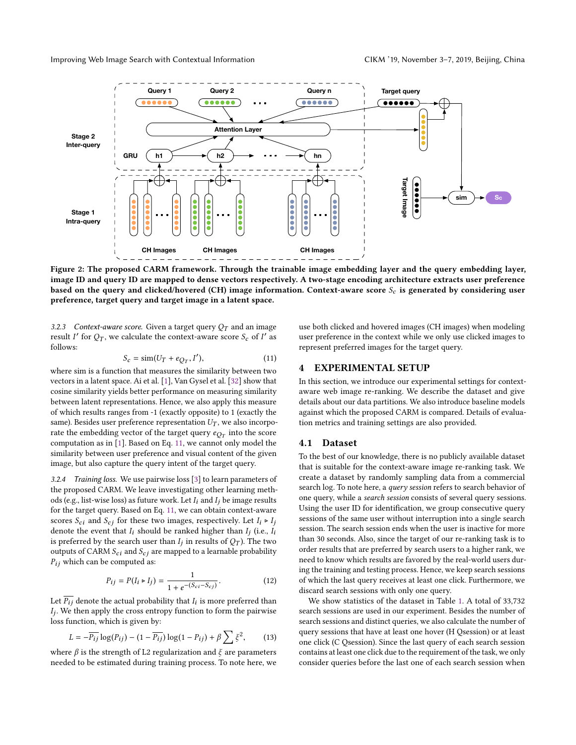Figure 2: The proposed CARM framework. Through the trainable image embedding layer and the query embedding layer, image ID and query ID are mapped to dense vectors respectively. A two-stage encoding architecture extracts user preference based on the query and clicked/hovered (CH) image information. Context-aware score $S_c$ is generated by considering user preference, target query and target image in a latent space.

*3.2.3 Context-aware score.* Given a target query $Q_T$ and an image result $I'$ for $Q_T$, we calculate the context-aware score $S_c$ of $I'$ as follows:

$$S_c = \text{sim}(U_T + e_{Q_T}, I'), \tag{11}$$

where sim is a function that measures the similarity between two vectors in a latent space. Ai et al. [1], Van Gysel et al. [32] show that cosine similarity yields better performance on measuring similarity between latent representations. Hence, we also apply this measure of which results ranges from -1 (exactly opposite) to 1 (exactly the same). Besides user preference representation $U_T$, we also incorporate the embedding vector of the target query $e_{Q_T}$ into the score computation as in [1]. Based on Eq. 11, we cannot only model the similarity between user preference and visual content of the given image, but also capture the query intent of the target query.

*3.2.4 Training loss.* We use pairwise loss [3] to learn parameters of the proposed CARM. We leave investigating other learning methods (e.g., list-wise loss) as future work. Let $I_i$ and $I_j$ be image results for the target query. Based on Eq. 11, we can obtain context-aware scores $S_{ci}$ and $S_{cj}$ for these two images, respectively. Let $I_i \triangleright I_j$ denote the event that $I_i$ should be ranked higher than $I_j$ (i.e., $I_i$ is preferred by the search user than $I_j$ in results of $Q_T$). The two outputs of CARM $S_{ci}$ and $S_{cj}$ are mapped to a learnable probability $P_{ij}$ which can be computed as:

$$P_{ij} = P(I_i \triangleright I_j) = \frac{1}{1 + e^{-(S_{ci} - S_{cj})}}. \tag{12}$$

Let $\overline{P_{ij}}$ denote the actual probability that $I_i$ is more preferred than $I_j$. We then apply the cross entropy function to form the pairwise loss function, which is given by:

$$L = -\overline{P_{ij}} \log(P_{ij}) - (1 - \overline{P_{ij}}) \log(1 - P_{ij}) + \beta \sum \xi^2, \tag{13}$$

where $\beta$ is the strength of L2 regularization and $\xi$ are parameters needed to be estimated during training process. To note here, we use both clicked and hovered images (CH images) when modeling user preference in the context while we only use clicked images to represent preferred images for the target query.

# 4 EXPERIMENTAL SETUP

In this section, we introduce our experimental settings for context-aware web image re-ranking. We describe the dataset and give details about our data partitions. We also introduce baseline models against which the proposed CARM is compared. Details of evaluation metrics and training settings are also provided.

## 4.1 Dataset

To the best of our knowledge, there is no publicly available dataset that is suitable for the context-aware image re-ranking task. We create a dataset by randomly sampling data from a commercial search log. To note here, a *query session* refers to search behavior of one query, while a *search session* consists of several query sessions. Using the user ID for identification, we group consecutive query sessions of the same user without interruption into a single search session. The search session ends when the user is inactive for more than 30 seconds. Also, since the target of our re-ranking task is to order results that are preferred by search users to a higher rank, we need to know which results are favored by the real-world users during the training and testing process. Hence, we keep search sessions of which the last query receives at least one click. Furthermore, we discard search sessions with only one query.

We show statistics of the dataset in Table 1. A total of 33,732 search sessions are used in our experiment. Besides the number of search sessions and distinct queries, we also calculate the number of query sessions that have at least one hover (H Qsession) or at least one click (C Qsession). Since the last query of each search session contains at least one click due to the requirement of the task, we only consider queries before the last one of each search session when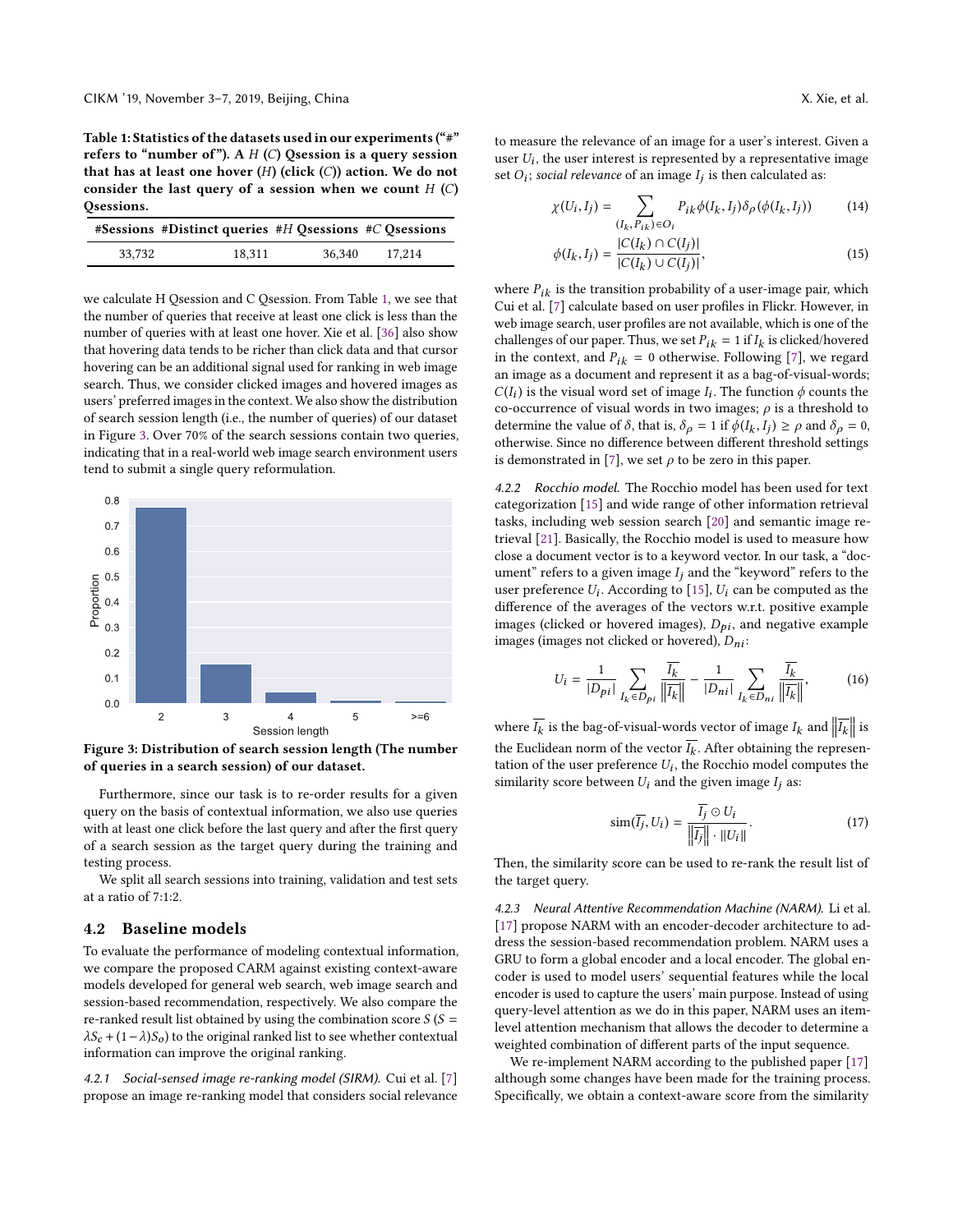**Table 1: Statistics of the datasets used in our experiments ("#" refers to "number of"). A $H$ ($C$) Qsession is a query session that has at least one hover ($H$) (click ($C$)) action. We do not consider the last query of a session when we count $H$ ($C$) Qsessions.**

| #Sessions | #Distinct queries | #$H$ Qsessions | #$C$ Qsessions |
|---|---|---|---|
| 33,732 | 18,311 | 36,340 | 17,214 |

we calculate H Qsession and C Qsession. From Table 1, we see that the number of queries that receive at least one click is less than the number of queries with at least one hover. Xie et al. [36] also show that hovering data tends to be richer than click data and that cursor hovering can be an additional signal used for ranking in web image search. Thus, we consider clicked images and hovered images as users' preferred images in the context. We also show the distribution of search session length (i.e., the number of queries) of our dataset in Figure 3. Over 70% of the search sessions contain two queries, indicating that in a real-world web image search environment users tend to submit a single query reformulation.

**Figure 3: Distribution of search session length (The number of queries in a search session) of our dataset.**

Furthermore, since our task is to re-order results for a given query on the basis of contextual information, we also use queries with at least one click before the last query and after the first query of a search session as the target query during the training and testing process.

We split all search sessions into training, validation and test sets at a ratio of 7:1:2.

## 4.2 Baseline models

To evaluate the performance of modeling contextual information, we compare the proposed CARM against existing context-aware models developed for general web search, web image search and session-based recommendation, respectively. We also compare the re-ranked result list obtained by using the combination score $S$ ($S = \lambda S_c + (1-\lambda)S_o$) to the original ranked list to see whether contextual information can improve the original ranking.

*4.2.1 Social-sensed image re-ranking model (SIRM).* Cui et al. [7] propose an image re-ranking model that considers social relevance to measure the relevance of an image for a user's interest. Given a user $U_i$, the user interest is represented by a representative image set $O_i$; *social relevance* of an image $I_j$ is then calculated as:

$$\chi(U_i, I_j) = \sum_{(I_k, P_{ik}) \in O_i} P_{ik} \phi(I_k, I_j) \delta_\rho(\phi(I_k, I_j)) \tag{14}$$

$$\phi(I_k, I_j) = \frac{|C(I_k) \cap C(I_j)|}{|C(I_k) \cup C(I_j)|}, \tag{15}$$

where $P_{ik}$ is the transition probability of a user-image pair, which Cui et al. [7] calculate based on user profiles in Flickr. However, in web image search, user profiles are not available, which is one of the challenges of our paper. Thus, we set $P_{ik} = 1$ if $I_k$ is clicked/hovered in the context, and $P_{ik} = 0$ otherwise. Following [7], we regard an image as a document and represent it as a bag-of-visual-words; $C(I_i)$ is the visual word set of image $I_i$. The function $\phi$ counts the co-occurrence of visual words in two images; $\rho$ is a threshold to determine the value of $\delta$, that is, $\delta_\rho = 1$ if $\phi(I_k, I_j) \geq \rho$ and $\delta_\rho = 0$, otherwise. Since no difference between different threshold settings is demonstrated in [7], we set $\rho$ to be zero in this paper.

*4.2.2 Rocchio model.* The Rocchio model has been used for text categorization [15] and wide range of other information retrieval tasks, including web session search [20] and semantic image retrieval [21]. Basically, the Rocchio model is used to measure how close a document vector is to a keyword vector. In our task, a "document" refers to a given image $I_j$ and the "keyword" refers to the user preference $U_i$. According to [15], $U_i$ can be computed as the difference of the averages of the vectors w.r.t. positive example images (clicked or hovered images), $D_{pi}$, and negative example images (images not clicked or hovered), $D_{ni}$:

$$U_i = \frac{1}{|D_{pi}|} \sum_{I_k \in D_{pi}} \frac{\overline{I_k}}{\left\|\overline{I_k}\right\|} - \frac{1}{|D_{ni}|} \sum_{I_k \in D_{ni}} \frac{\overline{I_k}}{\left\|\overline{I_k}\right\|}, \tag{16}$$

where $\overline{I_k}$ is the bag-of-visual-words vector of image $I_k$ and $\left\|\overline{I_k}\right\|$ is the Euclidean norm of the vector $\overline{I_k}$. After obtaining the representation of the user preference $U_i$, the Rocchio model computes the similarity score between $U_i$ and the given image $I_j$ as:

$$\text{sim}(\overline{I_j}, U_i) = \frac{\overline{I_j} \odot U_i}{\left\|\overline{I_j}\right\| \cdot \|U_i\|}. \tag{17}$$

Then, the similarity score can be used to re-rank the result list of the target query.

*4.2.3 Neural Attentive Recommendation Machine (NARM).* Li et al. [17] propose NARM with an encoder-decoder architecture to address the session-based recommendation problem. NARM uses a GRU to form a global encoder and a local encoder. The global encoder is used to model users' sequential features while the local encoder is used to capture the users' main purpose. Instead of using query-level attention as we do in this paper, NARM uses an item-level attention mechanism that allows the decoder to determine a weighted combination of different parts of the input sequence.

We re-implement NARM according to the published paper [17] although some changes have been made for the training process. Specifically, we obtain a context-aware score from the similarity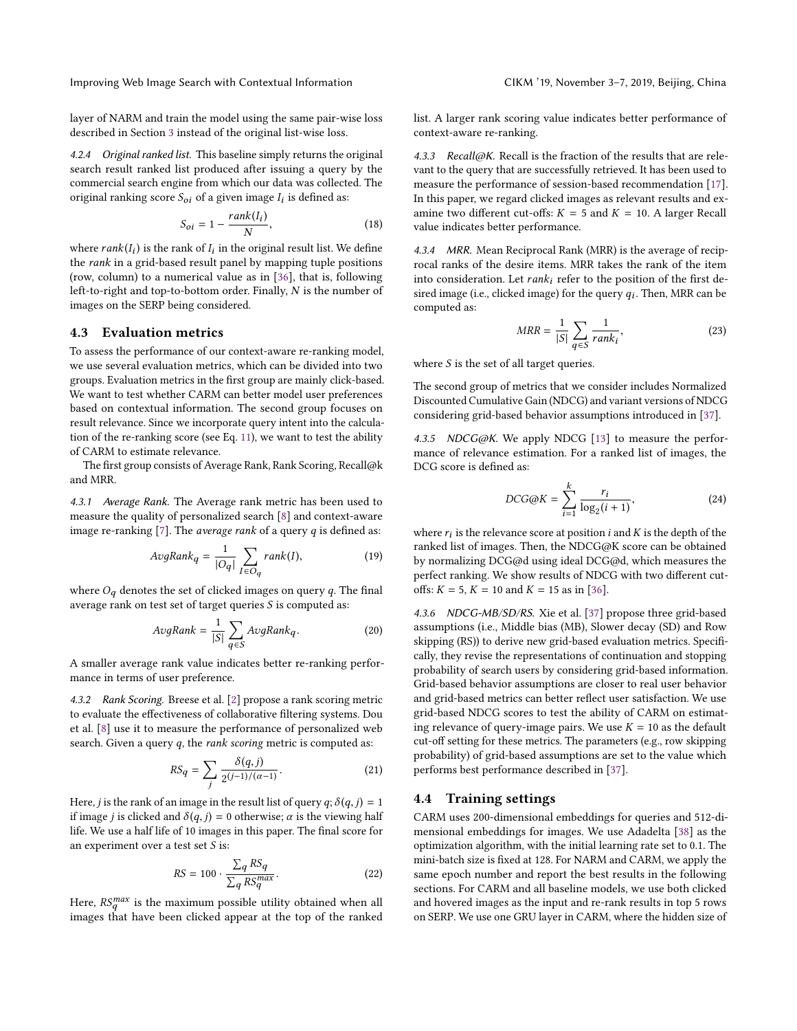layer of NARM and train the model using the same pair-wise loss described in Section 3 instead of the original list-wise loss.

*4.2.4 Original ranked list.* This baseline simply returns the original search result ranked list produced after issuing a query by the commercial search engine from which our data was collected. The original ranking score $S_{oi}$ of a given image $I_i$ is defined as:

$$S_{oi} = 1 - \frac{rank(I_i)}{N}, \tag{18}$$

where $rank(I_i)$ is the rank of $I_i$ in the original result list. We define the *rank* in a grid-based result panel by mapping tuple positions (row, column) to a numerical value as in [36], that is, following left-to-right and top-to-bottom order. Finally, $N$ is the number of images on the SERP being considered.

## 4.3 Evaluation metrics

To assess the performance of our context-aware re-ranking model, we use several evaluation metrics, which can be divided into two groups. Evaluation metrics in the first group are mainly click-based. We want to test whether CARM can better model user preferences based on contextual information. The second group focuses on result relevance. Since we incorporate query intent into the calculation of the re-ranking score (see Eq. 11), we want to test the ability of CARM to estimate relevance.

The first group consists of Average Rank, Rank Scoring, Recall@k and MRR.

*4.3.1 Average Rank.* The Average rank metric has been used to measure the quality of personalized search [8] and context-aware image re-ranking [7]. The *average rank* of a query $q$ is defined as:

$$AvgRank_q = \frac{1}{|O_q|} \sum_{I \in O_q} rank(I), \tag{19}$$

where $O_q$ denotes the set of clicked images on query $q$. The final average rank on test set of target queries $S$ is computed as:

$$AvgRank = \frac{1}{|S|} \sum_{q \in S} AvgRank_q. \tag{20}$$

A smaller average rank value indicates better re-ranking performance in terms of user preference.

*4.3.2 Rank Scoring.* Breese et al. [2] propose a rank scoring metric to evaluate the effectiveness of collaborative filtering systems. Dou et al. [8] use it to measure the performance of personalized web search. Given a query $q$, the *rank scoring* metric is computed as:

$$RS_q = \sum_j \frac{\delta(q, j)}{2^{(j-1)/(\alpha-1)}}. \tag{21}$$

Here, $j$ is the rank of an image in the result list of query $q$; $\delta(q, j) = 1$ if image $j$ is clicked and $\delta(q, j) = 0$ otherwise; $\alpha$ is the viewing half life. We use a half life of 10 images in this paper. The final score for an experiment over a test set $S$ is:

$$RS = 100 \cdot \frac{\sum_q RS_q}{\sum_q RS_q^{max}}. \tag{22}$$

Here, $RS_q^{max}$ is the maximum possible utility obtained when all images that have been clicked appear at the top of the ranked list. A larger rank scoring value indicates better performance of context-aware re-ranking.

*4.3.3 Recall@K.* Recall is the fraction of the results that are relevant to the query that are successfully retrieved. It has been used to measure the performance of session-based recommendation [17]. In this paper, we regard clicked images as relevant results and examine two different cut-offs: $K = 5$ and $K = 10$. A larger Recall value indicates better performance.

*4.3.4 MRR.* Mean Reciprocal Rank (MRR) is the average of reciprocal ranks of the desire items. MRR takes the rank of the item into consideration. Let $rank_i$ refer to the position of the first desired image (i.e., clicked image) for the query $q_i$. Then, MRR can be computed as:

$$MRR = \frac{1}{|S|} \sum_{q \in S} \frac{1}{rank_i}, \tag{23}$$

where $S$ is the set of all target queries.

The second group of metrics that we consider includes Normalized Discounted Cumulative Gain (NDCG) and variant versions of NDCG considering grid-based behavior assumptions introduced in [37].

*4.3.5 NDCG@K.* We apply NDCG [13] to measure the performance of relevance estimation. For a ranked list of images, the DCG score is defined as:

$$DCG@K = \sum_{i=1}^{k} \frac{r_i}{\log_2(i+1)}, \tag{24}$$

where $r_i$ is the relevance score at position $i$ and $K$ is the depth of the ranked list of images. Then, the NDCG@K score can be obtained by normalizing DCG@d using ideal DCG@d, which measures the perfect ranking. We show results of NDCG with two different cut-offs: $K = 5$, $K = 10$ and $K = 15$ as in [36].

*4.3.6 NDCG-MB/SD/RS.* Xie et al. [37] propose three grid-based assumptions (i.e., Middle bias (MB), Slower decay (SD) and Row skipping (RS)) to derive new grid-based evaluation metrics. Specifically, they revise the representations of continuation and stopping probability of search users by considering grid-based information. Grid-based behavior assumptions are closer to real user behavior and grid-based metrics can better reflect user satisfaction. We use grid-based NDCG scores to test the ability of CARM on estimating relevance of query-image pairs. We use $K = 10$ as the default cut-off setting for these metrics. The parameters (e.g., row skipping probability) of grid-based assumptions are set to the value which performs best performance described in [37].

## 4.4 Training settings

CARM uses 200-dimensional embeddings for queries and 512-dimensional embeddings for images. We use Adadelta [38] as the optimization algorithm, with the initial learning rate set to 0.1. The mini-batch size is fixed at 128. For NARM and CARM, we apply the same epoch number and report the best results in the following sections. For CARM and all baseline models, we use both clicked and hovered images as the input and re-rank results in top 5 rows on SERP. We use one GRU layer in CARM, where the hidden size of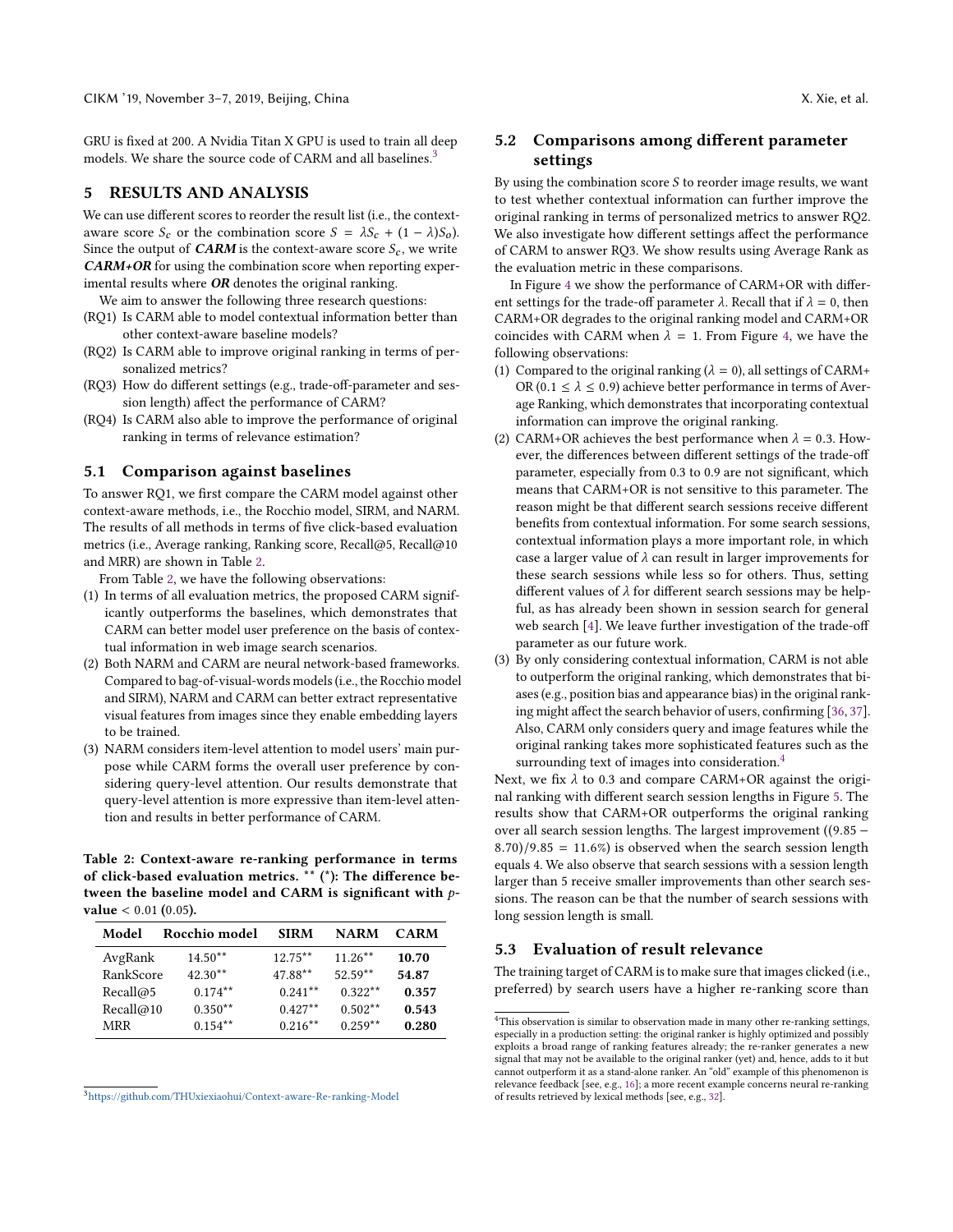GRU is fixed at 200. A Nvidia Titan X GPU is used to train all deep models. We share the source code of CARM and all baselines.[3]

## 5 RESULTS AND ANALYSIS

We can use different scores to reorder the result list (i.e., the context-aware score $S_c$ or the combination score $S = \lambda S_c + (1 - \lambda) S_o$). Since the output of ***CARM*** is the context-aware score $S_c$, we write ***CARM+OR*** for using the combination score when reporting experimental results where ***OR*** denotes the original ranking.

We aim to answer the following three research questions:

(RQ1) Is CARM able to model contextual information better than other context-aware baseline models?

(RQ2) Is CARM able to improve original ranking in terms of personalized metrics?

(RQ3) How do different settings (e.g., trade-off-parameter and session length) affect the performance of CARM?

(RQ4) Is CARM also able to improve the performance of original ranking in terms of relevance estimation?

### 5.1 Comparison against baselines

To answer RQ1, we first compare the CARM model against other context-aware methods, i.e., the Rocchio model, SIRM, and NARM. The results of all methods in terms of five click-based evaluation metrics (i.e., Average ranking, Ranking score, Recall@5, Recall@10 and MRR) are shown in Table 2.

From Table 2, we have the following observations:

1. In terms of all evaluation metrics, the proposed CARM significantly outperforms the baselines, which demonstrates that CARM can better model user preference on the basis of contextual information in web image search scenarios.
2. Both NARM and CARM are neural network-based frameworks. Compared to bag-of-visual-words models (i.e., the Rocchio model and SIRM), NARM and CARM can better extract representative visual features from images since they enable embedding layers to be trained.
3. NARM considers item-level attention to model users' main purpose while CARM forms the overall user preference by considering query-level attention. Our results demonstrate that query-level attention is more expressive than item-level attention and results in better performance of CARM.

**Table 2: Context-aware re-ranking performance in terms of click-based evaluation metrics. \*\* (\*): The difference between the baseline model and CARM is significant with $p$-value $< 0.01$ ($0.05$).**

| Model | Rocchio model | SIRM | NARM | CARM |
|---|---|---|---|---|
| AvgRank | 14.50** | 12.75** | 11.26** | **10.70** |
| RankScore | 42.30** | 47.88** | 52.59** | **54.87** |
| Recall@5 | 0.174** | 0.241** | 0.322** | **0.357** |
| Recall@10 | 0.350** | 0.427** | 0.502** | **0.543** |
| MRR | 0.154** | 0.216** | 0.259** | **0.280** |

[3] https://github.com/THUxiexiaohui/Context-aware-Re-ranking-Model

### 5.2 Comparisons among different parameter settings

By using the combination score $S$ to reorder image results, we want to test whether contextual information can further improve the original ranking in terms of personalized metrics to answer RQ2. We also investigate how different settings affect the performance of CARM to answer RQ3. We show results using Average Rank as the evaluation metric in these comparisons.

In Figure 4 we show the performance of CARM+OR with different settings for the trade-off parameter $\lambda$. Recall that if $\lambda = 0$, then CARM+OR degrades to the original ranking model and CARM+OR coincides with CARM when $\lambda = 1$. From Figure 4, we have the following observations:

1. Compared to the original ranking ($\lambda = 0$), all settings of CARM+OR ($0.1 \leq \lambda \leq 0.9$) achieve better performance in terms of Average Ranking, which demonstrates that incorporating contextual information can improve the original ranking.
2. CARM+OR achieves the best performance when $\lambda = 0.3$. However, the differences between different settings of the trade-off parameter, especially from 0.3 to 0.9 are not significant, which means that CARM+OR is not sensitive to this parameter. The reason might be that different search sessions receive different benefits from contextual information. For some search sessions, contextual information plays a more important role, in which case a larger value of $\lambda$ can result in larger improvements for these search sessions while less so for others. Thus, setting different values of $\lambda$ for different search sessions may be helpful, as has already been shown in session search for general web search [4]. We leave further investigation of the trade-off parameter as our future work.
3. By only considering contextual information, CARM is not able to outperform the original ranking, which demonstrates that biases (e.g., position bias and appearance bias) in the original ranking might affect the search behavior of users, confirming [36, 37]. Also, CARM only considers query and image features while the original ranking takes more sophisticated features such as the surrounding text of images into consideration.[4]

Next, we fix $\lambda$ to 0.3 and compare CARM+OR against the original ranking with different search session lengths in Figure 5. The results show that CARM+OR outperforms the original ranking over all search session lengths. The largest improvement ($(9.85 - 8.70)/9.85 = 11.6\%$) is observed when the search session length equals 4. We also observe that search sessions with a session length larger than 5 receive smaller improvements than other search sessions. The reason can be that the number of search sessions with long session length is small.

### 5.3 Evaluation of result relevance

The training target of CARM is to make sure that images clicked (i.e., preferred) by search users have a higher re-ranking score than

[4] This observation is similar to observation made in many other re-ranking settings, especially in a production setting: the original ranker is highly optimized and possibly exploits a broad range of ranking features already; the re-ranker generates a new signal that may not be available to the original ranker (yet) and, hence, adds to it but cannot outperform it as a stand-alone ranker. An "old" example of this phenomenon is relevance feedback [see, e.g., 16]; a more recent example concerns neural re-ranking of results retrieved by lexical methods [see, e.g., 32].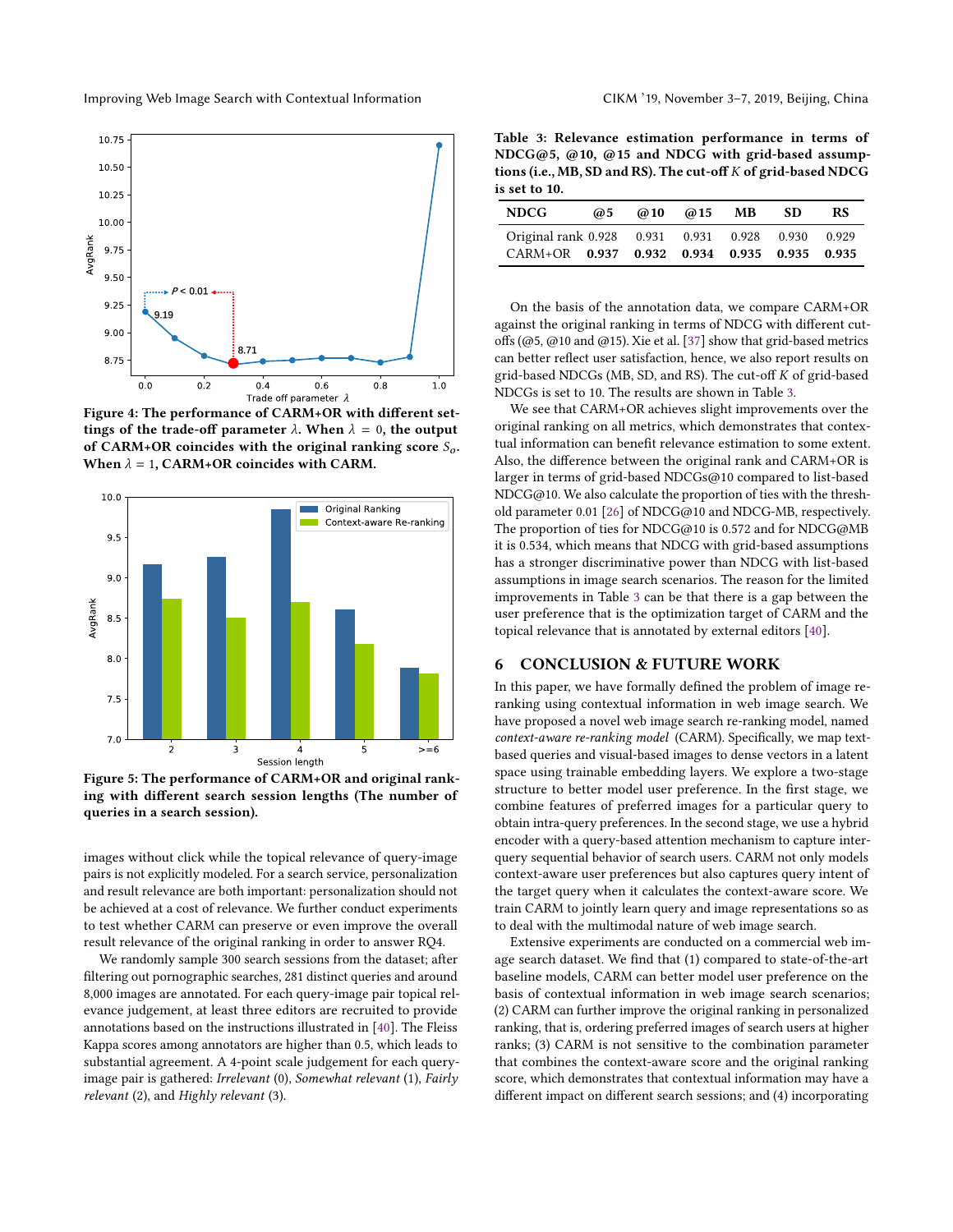Figure 4: The performance of CARM+OR with different settings of the trade-off parameter $\lambda$. When $\lambda = 0$, the output of CARM+OR coincides with the original ranking score $S_o$. When $\lambda = 1$, CARM+OR coincides with CARM.

Figure 5: The performance of CARM+OR and original ranking with different search session lengths (The number of queries in a search session).

images without click while the topical relevance of query-image pairs is not explicitly modeled. For a search service, personalization and result relevance are both important: personalization should not be achieved at a cost of relevance. We further conduct experiments to test whether CARM can preserve or even improve the overall result relevance of the original ranking in order to answer RQ4.

We randomly sample 300 search sessions from the dataset; after filtering out pornographic searches, 281 distinct queries and around 8,000 images are annotated. For each query-image pair topical relevance judgement, at least three editors are recruited to provide annotations based on the instructions illustrated in [40]. The Fleiss Kappa scores among annotators are higher than 0.5, which leads to substantial agreement. A 4-point scale judgement for each query-image pair is gathered: *Irrelevant* (0), *Somewhat relevant* (1), *Fairly relevant* (2), and *Highly relevant* (3).

**Table 3: Relevance estimation performance in terms of NDCG@5, @10, @15 and NDCG with grid-based assumptions (i.e., MB, SD and RS). The cut-off $K$ of grid-based NDCG is set to 10.**

| NDCG | @5 | @10 | @15 | MB | SD | RS |
|---|---|---|---|---|---|---|
| Original rank | 0.928 | 0.931 | 0.931 | 0.928 | 0.930 | 0.929 |
| CARM+OR | **0.937** | **0.932** | **0.934** | **0.935** | **0.935** | **0.935** |

On the basis of the annotation data, we compare CARM+OR against the original ranking in terms of NDCG with different cut-offs (@5, @10 and @15). Xie et al. [37] show that grid-based metrics can better reflect user satisfaction, hence, we also report results on grid-based NDCGs (MB, SD, and RS). The cut-off $K$ of grid-based NDCGs is set to 10. The results are shown in Table 3.

We see that CARM+OR achieves slight improvements over the original ranking on all metrics, which demonstrates that contextual information can benefit relevance estimation to some extent. Also, the difference between the original rank and CARM+OR is larger in terms of grid-based NDCGs@10 compared to list-based NDCG@10. We also calculate the proportion of ties with the threshold parameter 0.01 [26] of NDCG@10 and NDCG-MB, respectively. The proportion of ties for NDCG@10 is 0.572 and for NDCG@MB it is 0.534, which means that NDCG with grid-based assumptions has a stronger discriminative power than NDCG with list-based assumptions in image search scenarios. The reason for the limited improvements in Table 3 can be that there is a gap between the user preference that is the optimization target of CARM and the topical relevance that is annotated by external editors [40].

## 6 CONCLUSION & FUTURE WORK

In this paper, we have formally defined the problem of image re-ranking using contextual information in web image search. We have proposed a novel web image search re-ranking model, named *context-aware re-ranking model* (CARM). Specifically, we map text-based queries and visual-based images to dense vectors in a latent space using trainable embedding layers. We explore a two-stage structure to better model user preference. In the first stage, we combine features of preferred images for a particular query to obtain intra-query preferences. In the second stage, we use a hybrid encoder with a query-based attention mechanism to capture inter-query sequential behavior of search users. CARM not only models context-aware user preferences but also captures query intent of the target query when it calculates the context-aware score. We train CARM to jointly learn query and image representations so as to deal with the multimodal nature of web image search.

Extensive experiments are conducted on a commercial web image search dataset. We find that (1) compared to state-of-the-art baseline models, CARM can better model user preference on the basis of contextual information in web image search scenarios; (2) CARM can further improve the original ranking in personalized ranking, that is, ordering preferred images of search users at higher ranks; (3) CARM is not sensitive to the combination parameter that combines the context-aware score and the original ranking score, which demonstrates that contextual information may have a different impact on different search sessions; and (4) incorporating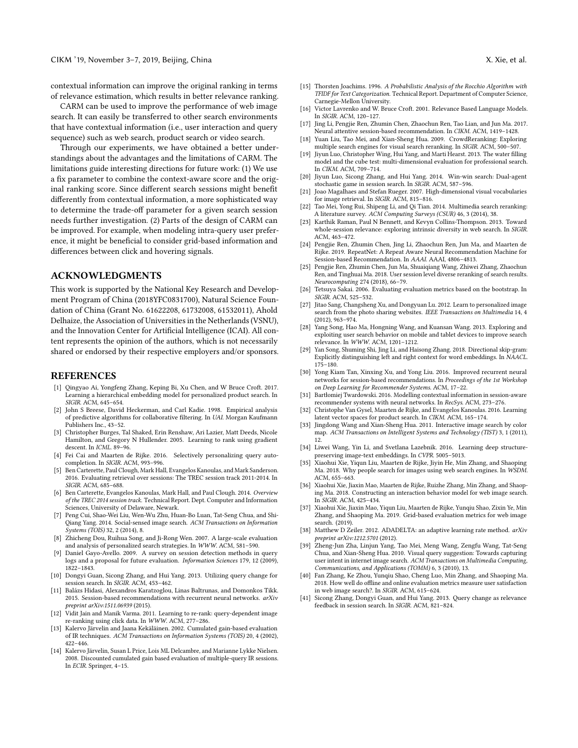contextual information can improve the original ranking in terms of relevance estimation, which results in better relevance ranking.

CARM can be used to improve the performance of web image search. It can easily be transferred to other search environments that have contextual information (i.e., user interaction and query sequence) such as web search, product search or video search.

Through our experiments, we have obtained a better understandings about the advantages and the limitations of CARM. The limitations guide interesting directions for future work: (1) We use a fix parameter to combine the context-aware score and the original ranking score. Since different search sessions might benefit differently from contextual information, a more sophisticated way to determine the trade-off parameter for a given search session needs further investigation. (2) Parts of the design of CARM can be improved. For example, when modeling intra-query user preference, it might be beneficial to consider grid-based information and differences between click and hovering signals.

## ACKNOWLEDGMENTS

This work is supported by the National Key Research and Development Program of China (2018YFC0831700), Natural Science Foundation of China (Grant No. 61622208, 61732008, 61532011), Ahold Delhaize, the Association of Universities in the Netherlands (VSNU), and the Innovation Center for Artificial Intelligence (ICAI). All content represents the opinion of the authors, which is not necessarily shared or endorsed by their respective employers and/or sponsors.

## REFERENCES

- [1] Qingyao Ai, Yongfeng Zhang, Keping Bi, Xu Chen, and W Bruce Croft. 2017. Learning a hierarchical embedding model for personalized product search. In *SIGIR*. ACM, 645–654.
- [2] John S Breese, David Heckerman, and Carl Kadie. 1998. Empirical analysis of predictive algorithms for collaborative filtering. In *UAI*. Morgan Kaufmann Publishers Inc., 43–52.
- [3] Christopher Burges, Tal Shaked, Erin Renshaw, Ari Lazier, Matt Deeds, Nicole Hamilton, and Gregory N Hullender. 2005. Learning to rank using gradient descent. In *ICML*. 89–96.
- [4] Fei Cai and Maarten de Rijke. 2016. Selectively personalizing query autocompletion. In *SIGIR*. ACM, 993–996.
- [5] Ben Carterette, Paul Clough, Mark Hall, Evangelos Kanoulas, and Mark Sanderson. 2016. Evaluating retrieval over sessions: The TREC session track 2011-2014. In *SIGIR*. ACM, 685–688.
- [6] Ben Carterette, Evangelos Kanoulas, Mark Hall, and Paul Clough. 2014. *Overview of the TREC 2014 session track.* Technical Report. Dept. Computer and Information Sciences, University of Delaware, Newark.
- [7] Peng Cui, Shao-Wei Liu, Wen-Wu Zhu, Huan-Bo Luan, Tat-Seng Chua, and Shi-Qiang Yang. 2014. Social-sensed image search. *ACM Transactions on Information Systems (TOIS)* 32, 2 (2014), 8.
- [8] Zhicheng Dou, Ruihua Song, and Ji-Rong Wen. 2007. A large-scale evaluation and analysis of personalized search strategies. In *WWW*. ACM, 581–590.
- [9] Daniel Gayo-Avello. 2009. A survey on session detection methods in query logs and a proposal for future evaluation. *Information Sciences* 179, 12 (2009), 1822–1843.
- [10] Dongyi Guan, Sicong Zhang, and Hui Yang. 2013. Utilizing query change for session search. In *SIGIR*. ACM, 453–462.
- [11] Balázs Hidasi, Alexandros Karatzoglou, Linas Baltrunas, and Domonkos Tikk. 2015. Session-based recommendations with recurrent neural networks. *arXiv preprint arXiv:1511.06939* (2015).
- [12] Vidit Jain and Manik Varma. 2011. Learning to re-rank: query-dependent image re-ranking using click data. In *WWW*. ACM, 277–286.
- [13] Kalervo Järvelin and Jaana Kekäläinen. 2002. Cumulated gain-based evaluation of IR techniques. *ACM Transactions on Information Systems (TOIS)* 20, 4 (2002), 422–446.
- [14] Kalervo Järvelin, Susan L Price, Lois ML Delcambre, and Marianne Lykke Nielsen. 2008. Discounted cumulated gain based evaluation of multiple-query IR sessions. In *ECIR*. Springer, 4–15.
- [15] Thorsten Joachims. 1996. *A Probabilistic Analysis of the Rocchio Algorithm with TFIDF for Text Categorization.* Technical Report. Department of Computer Science, Carnegie-Mellon University.
- [16] Victor Lavrenko and W. Bruce Croft. 2001. Relevance Based Language Models. In *SIGIR*. ACM, 120–127.
- [17] Jing Li, Pengjie Ren, Zhumin Chen, Zhaochun Ren, Tao Lian, and Jun Ma. 2017. Neural attentive session-based recommendation. In *CIKM*. ACM, 1419–1428.
- [18] Yuan Liu, Tao Mei, and Xian-Sheng Hua. 2009. CrowdReranking: Exploring multiple search engines for visual search reranking. In *SIGIR*. ACM, 500–507.
- [19] Jiyun Luo, Christopher Wing, Hui Yang, and Marti Hearst. 2013. The water filling model and the cube test: multi-dimensional evaluation for professional search. In *CIKM*. ACM, 709–714.
- [20] Jiyun Luo, Sicong Zhang, and Hui Yang. 2014. Win-win search: Dual-agent stochastic game in session search. In *SIGIR*. ACM, 587–596.
- [21] Joao Magalhaes and Stefan Rueger. 2007. High-dimensional visual vocabularies for image retrieval. In *SIGIR*. ACM, 815–816.
- [22] Tao Mei, Yong Rui, Shipeng Li, and Qi Tian. 2014. Multimedia search reranking: A literature survey. *ACM Computing Surveys (CSUR)* 46, 3 (2014), 38.
- [23] Karthik Raman, Paul N Bennett, and Kevyn Collins-Thompson. 2013. Toward whole-session relevance: exploring intrinsic diversity in web search. In *SIGIR*. ACM, 463–472.
- [24] Pengjie Ren, Zhumin Chen, Jing Li, Zhaochun Ren, Jun Ma, and Maarten de Rijke. 2019. RepeatNet: A Repeat Aware Neural Recommendation Machine for Session-based Recommendation. In *AAAI*. AAAI, 4806–4813.
- [25] Pengjie Ren, Zhumin Chen, Jun Ma, Shuaiqiang Wang, Zhiwei Zhang, Zhaochun Ren, and Tinghuai Ma. 2018. User session level diverse reranking of search results. *Neurocomputing* 274 (2018), 66–79.
- [26] Tetsuya Sakai. 2006. Evaluating evaluation metrics based on the bootstrap. In *SIGIR*. ACM, 525–532.
- [27] Jitao Sang, Changsheng Xu, and Dongyuan Lu. 2012. Learn to personalized image search from the photo sharing websites. *IEEE Transactions on Multimedia* 14, 4 (2012), 963–974.
- [28] Yang Song, Hao Ma, Hongning Wang, and Kuansan Wang. 2013. Exploring and exploiting user search behavior on mobile and tablet devices to improve search relevance. In *WWW*. ACM, 1201–1212.
- [29] Yan Song, Shuming Shi, Jing Li, and Haisong Zhang. 2018. Directional skip-gram: Explicitly distinguishing left and right context for word embeddings. In *NAACL*. 175–180.
- [30] Yong Kiam Tan, Xinxing Xu, and Yong Liu. 2016. Improved recurrent neural networks for session-based recommendations. In *Proceedings of the 1st Workshop on Deep Learning for Recommender Systems*. ACM, 17–22.
- [31] Bartlomiej Twardowski. 2016. Modelling contextual information in session-aware recommender systems with neural networks. In *RecSys*. ACM, 273–276.
- [32] Christophe Van Gysel, Maarten de Rijke, and Evangelos Kanoulas. 2016. Learning latent vector spaces for product search. In *CIKM*. ACM, 165–174.
- [33] Jingdong Wang and Xian-Sheng Hua. 2011. Interactive image search by color map. *ACM Transactions on Intelligent Systems and Technology (TIST)* 3, 1 (2011), 12.
- [34] Liwei Wang, Yin Li, and Svetlana Lazebnik. 2016. Learning deep structure-preserving image-text embeddings. In *CVPR*. 5005–5013.
- [35] Xiaohui Xie, Yiqun Liu, Maarten de Rijke, Jiyin He, Min Zhang, and Shaoping Ma. 2018. Why people search for images using web search engines. In *WSDM*. ACM, 655–663.
- [36] Xiaohui Xie, Jiaxin Mao, Maarten de Rijke, Ruizhe Zhang, Min Zhang, and Shaoping Ma. 2018. Constructing an interaction behavior model for web image search. In *SIGIR*. ACM, 425–434.
- [37] Xiaohui Xie, Jiaxin Mao, Yiqun Liu, Maarten de Rijke, Yunqiu Shao, Zixin Ye, Min Zhang, and Shaoping Ma. 2019. Grid-based evaluation metrics for web image search. (2019).
- [38] Matthew D Zeiler. 2012. ADADELTA: an adaptive learning rate method. *arXiv preprint arXiv:1212.5701* (2012).
- [39] Zheng-Jun Zha, Linjun Yang, Tao Mei, Meng Wang, Zengfu Wang, Tat-Seng Chua, and Xian-Sheng Hua. 2010. Visual query suggestion: Towards capturing user intent in internet image search. *ACM Transactions on Multimedia Computing, Communications, and Applications (TOMM)* 6, 3 (2010), 13.
- [40] Fan Zhang, Ke Zhou, Yunqiu Shao, Cheng Luo, Min Zhang, and Shaoping Ma. 2018. How well do offline and online evaluation metrics measure user satisfaction in web image search?. In *SIGIR*. ACM, 615–624.
- [41] Sicong Zhang, Dongyi Guan, and Hui Yang. 2013. Query change as relevance feedback in session search. In *SIGIR*. ACM, 821–824.